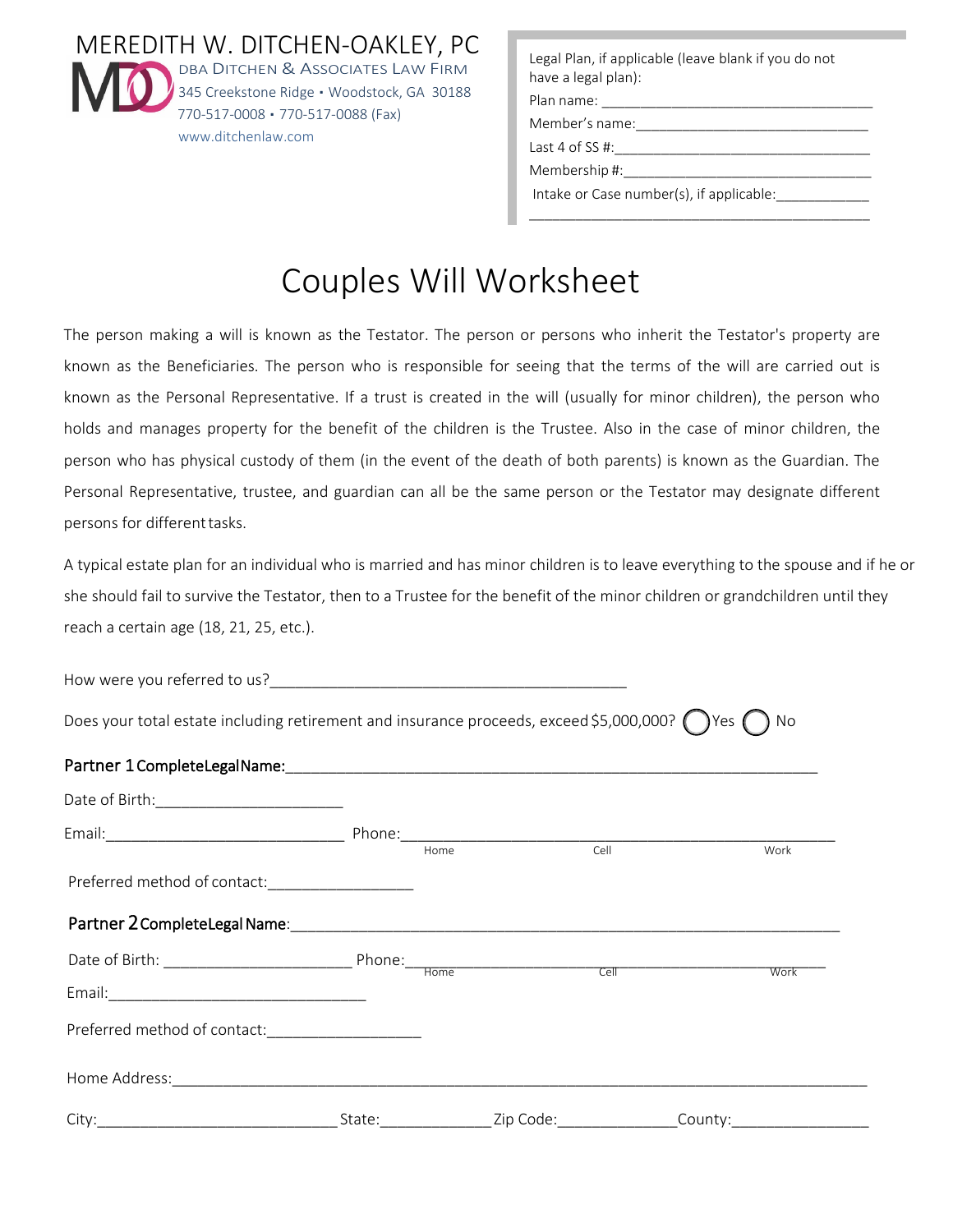MEREDITH W. DITCHEN-OAKLEY, PC
DBA DITCHEN & ASSOCIATES LAW FIRM
345 Creekstone Ridge • Woodstock, GA 30188
770-517-0008 • 770-517-0088 (Fax)
www.ditchenlaw.com

Legal Plan, if applicable (leave blank if you do not have a legal plan):

Plan name: ___________________________________

Member's name: ______________________________

Last 4 of SS #: _______________________________

Membership #: ________________________________

Intake or Case number(s), if applicable: ____________

_____________________________________________

# Couples Will Worksheet

The person making a will is known as the Testator. The person or persons who inherit the Testator's property are known as the Beneficiaries. The person who is responsible for seeing that the terms of the will are carried out is known as the Personal Representative. If a trust is created in the will (usually for minor children), the person who holds and manages property for the benefit of the children is the Trustee. Also in the case of minor children, the person who has physical custody of them (in the event of the death of both parents) is known as the Guardian. The Personal Representative, trustee, and guardian can all be the same person or the Testator may designate different persons for different tasks.

A typical estate plan for an individual who is married and has minor children is to leave everything to the spouse and if he or she should fail to survive the Testator, then to a Trustee for the benefit of the minor children or grandchildren until they reach a certain age (18, 21, 25, etc.).

How were you referred to us? ___________________________________________

Does your total estate including retirement and insurance proceeds, exceed $5,000,000? ◯ Yes ◯ No

**Partner 1 Complete Legal Name:** ______________________________________________________________

Date of Birth: ______________________

Email: ____________________________ Phone: ________________ (Home) ________________ (Cell) ________________ (Work)

Preferred method of contact: _________________

**Partner 2 Complete Legal Name:** ______________________________________________________________

Date of Birth: ______________________ Phone: ________________ (Home) ________________ (Cell) ________________ (Work)

Email: _______________________________

Preferred method of contact: __________________

Home Address: _______________________________________________________________________________

City: ____________________________ State: _____________ Zip Code: ______________ County: ________________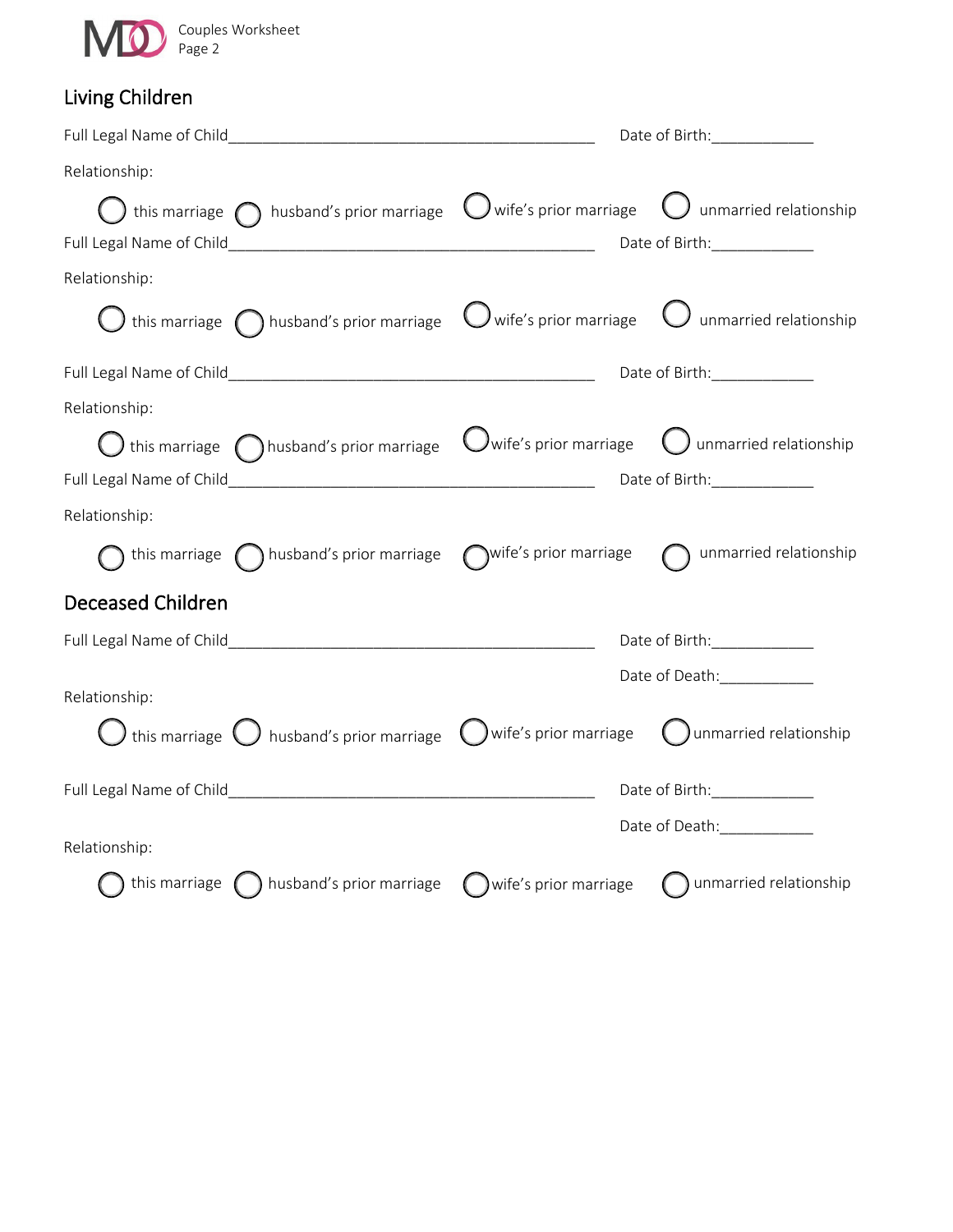## Living Children

Full Legal Name of Child_____________________________________________ Date of Birth:____________

Relationship:

○ this marriage ○ husband's prior marriage ○ wife's prior marriage ○ unmarried relationship

Full Legal Name of Child_____________________________________________ Date of Birth:____________

Relationship:

○ this marriage ○ husband's prior marriage ○ wife's prior marriage ○ unmarried relationship

Full Legal Name of Child_____________________________________________ Date of Birth:____________

Relationship:

○ this marriage ○ husband's prior marriage ○ wife's prior marriage ○ unmarried relationship

Full Legal Name of Child_____________________________________________ Date of Birth:____________

Relationship:

○ this marriage ○ husband's prior marriage ○ wife's prior marriage ○ unmarried relationship

## Deceased Children

Full Legal Name of Child_____________________________________________ Date of Birth:____________

Date of Death:___________

Relationship:

○ this marriage ○ husband's prior marriage ○ wife's prior marriage ○ unmarried relationship

Full Legal Name of Child_____________________________________________ Date of Birth:____________

Date of Death:___________

Relationship:

○ this marriage ○ husband's prior marriage ○ wife's prior marriage ○ unmarried relationship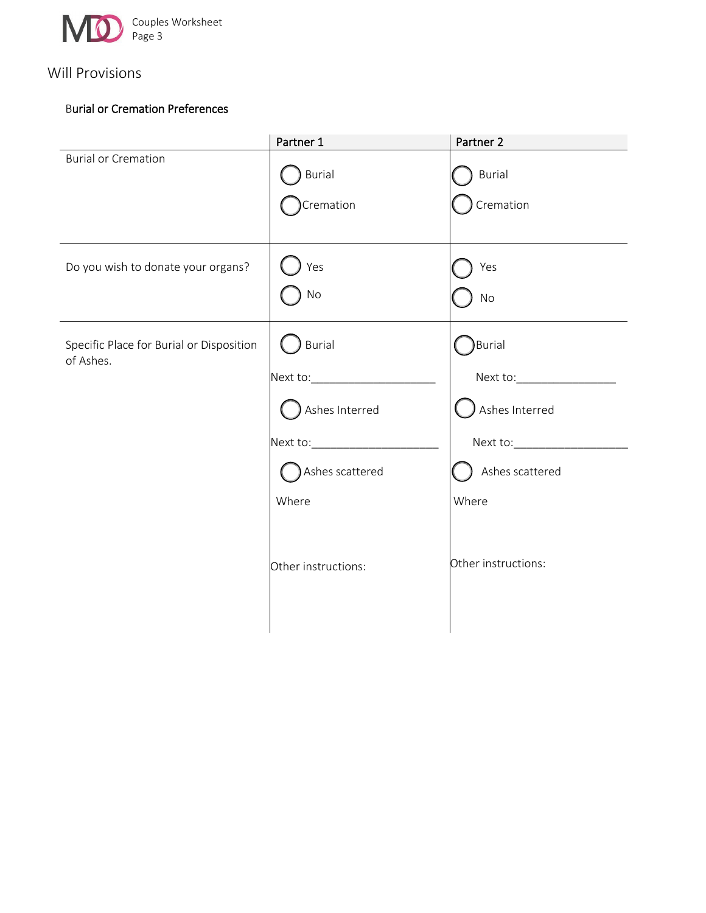## Will Provisions

### Burial or Cremation Preferences

| | Partner 1 | Partner 2 |
|---|---|---|
| Burial or Cremation | ◯ Burial<br>◯ Cremation | ◯ Burial<br>◯ Cremation |
| Do you wish to donate your organs? | ◯ Yes<br>◯ No | ◯ Yes<br>◯ No |
| Specific Place for Burial or Disposition of Ashes. | ◯ Burial<br>Next to:____________________<br>◯ Ashes Interred<br>Next to:_____________________<br>◯ Ashes scattered<br>Where<br><br>Other instructions: | ◯ Burial<br>Next to:________________<br>◯ Ashes Interred<br>Next to:__________________<br>◯ Ashes scattered<br>Where<br><br>Other instructions: |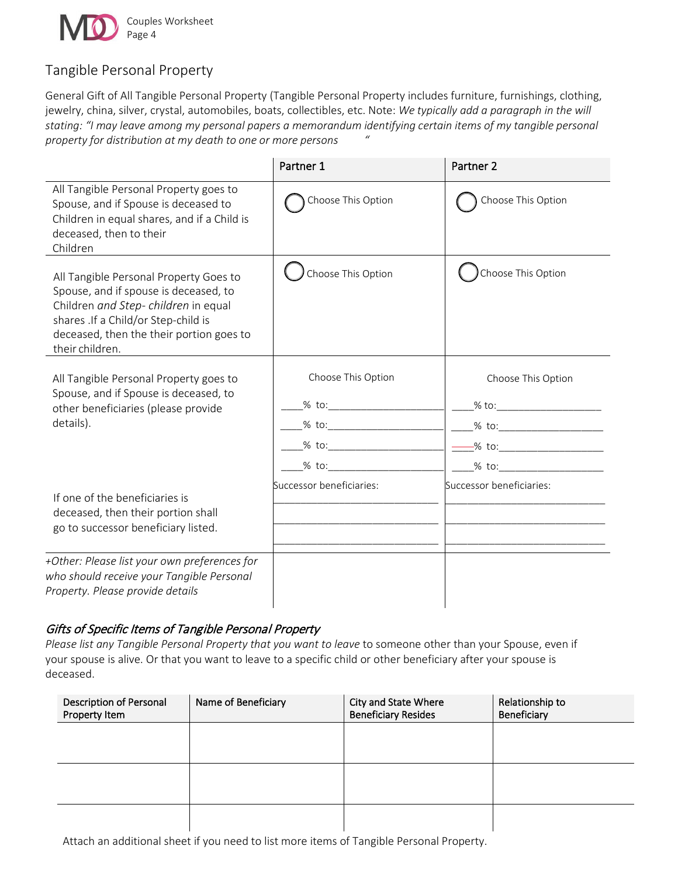## Tangible Personal Property

General Gift of All Tangible Personal Property (Tangible Personal Property includes furniture, furnishings, clothing, jewelry, china, silver, crystal, automobiles, boats, collectibles, etc. Note: *We typically add a paragraph in the will stating: "I may leave among my personal papers a memorandum identifying certain items of my tangible personal property for distribution at my death to one or more persons "*

| | Partner 1 | Partner 2 |
|---|---|---|
| All Tangible Personal Property goes to Spouse, and if Spouse is deceased to Children in equal shares, and if a Child is deceased, then to their Children | ◯ Choose This Option | ◯ Choose This Option |
| All Tangible Personal Property Goes to Spouse, and if spouse is deceased, to Children *and Step- children* in equal shares .If a Child/or Step-child is deceased, then the their portion goes to their children. | ◯ Choose This Option | ◯ Choose This Option |
| All Tangible Personal Property goes to Spouse, and if Spouse is deceased, to other beneficiaries (please provide details).<br><br>If one of the beneficiaries is deceased, then their portion shall go to successor beneficiary listed. | Choose This Option<br>____% to:____________________<br>____% to:____________________<br>____% to:____________________<br>____% to:____________________<br>Successor beneficiaries:<br>____________________________<br>____________________________<br>____________________________ | Choose This Option<br>____% to:____________________<br>____% to:____________________<br>____% to:____________________<br>____% to:____________________<br>Successor beneficiaries:<br>____________________________<br>____________________________<br>____________________________ |
| *+Other: Please list your own preferences for who should receive your Tangible Personal Property. Please provide details* | | |

### *Gifts of Specific Items of Tangible Personal Property*

*Please list any Tangible Personal Property that you want to leave* to someone other than your Spouse, even if your spouse is alive. Or that you want to leave to a specific child or other beneficiary after your spouse is deceased.

| Description of Personal Property Item | Name of Beneficiary | City and State Where Beneficiary Resides | Relationship to Beneficiary |
|---|---|---|---|
| | | | |
| | | | |
| | | | |

Attach an additional sheet if you need to list more items of Tangible Personal Property.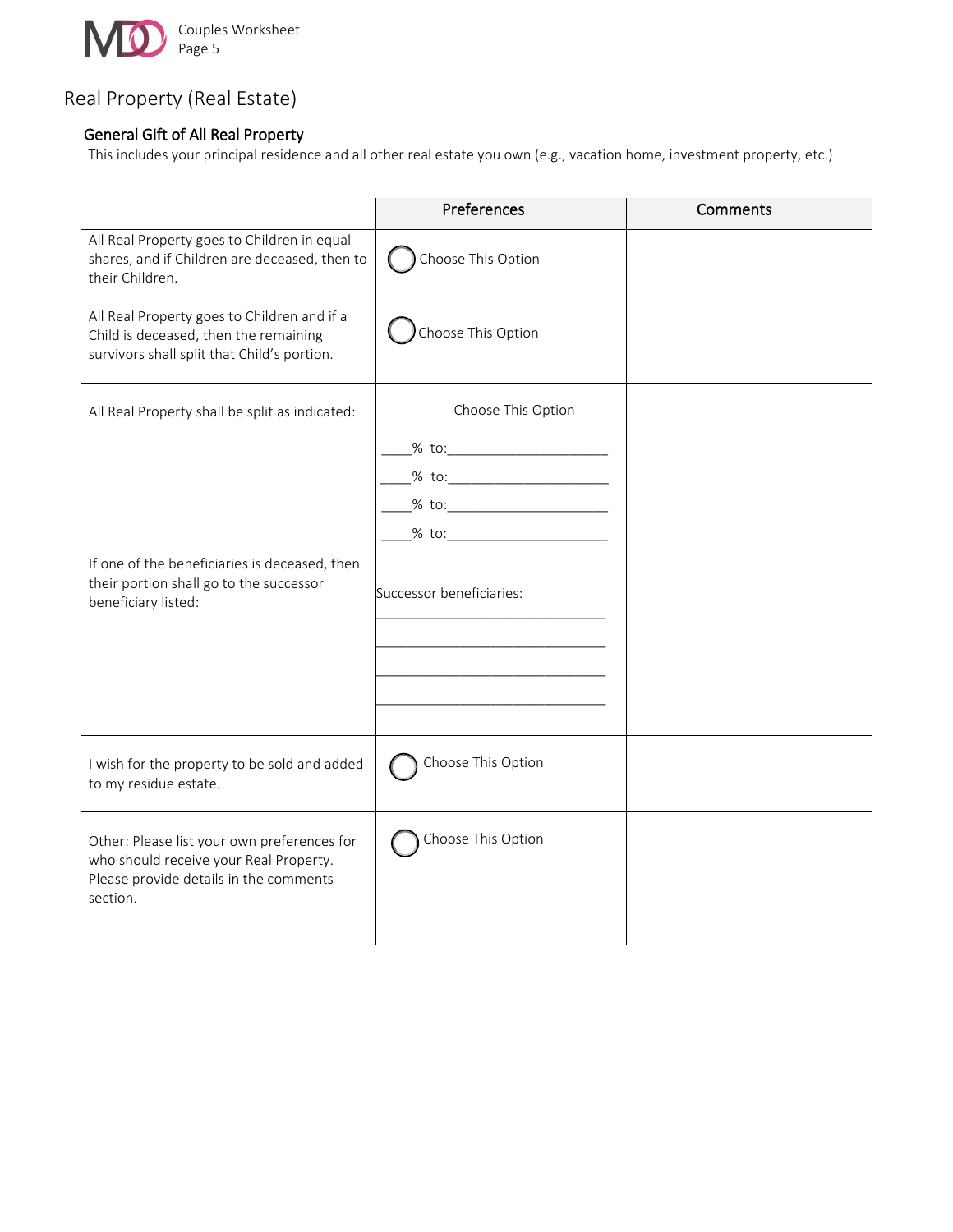# Real Property (Real Estate)

## General Gift of All Real Property

This includes your principal residence and all other real estate you own (e.g., vacation home, investment property, etc.)

| | Preferences | Comments |
|---|---|---|
| All Real Property goes to Children in equal shares, and if Children are deceased, then to their Children. | ◯ Choose This Option | |
| All Real Property goes to Children and if a Child is deceased, then the remaining survivors shall split that Child's portion. | ◯ Choose This Option | |
| All Real Property shall be split as indicated:<br><br>If one of the beneficiaries is deceased, then their portion shall go to the successor beneficiary listed: | Choose This Option<br><br>____% to:_____________________<br>____% to:_____________________<br>____% to:_____________________<br>____% to:_____________________<br><br>Successor beneficiaries:<br>______________________________<br>______________________________<br>______________________________<br>______________________________ | |
| I wish for the property to be sold and added to my residue estate. | ◯ Choose This Option | |
| Other: Please list your own preferences for who should receive your Real Property. Please provide details in the comments section. | ◯ Choose This Option | |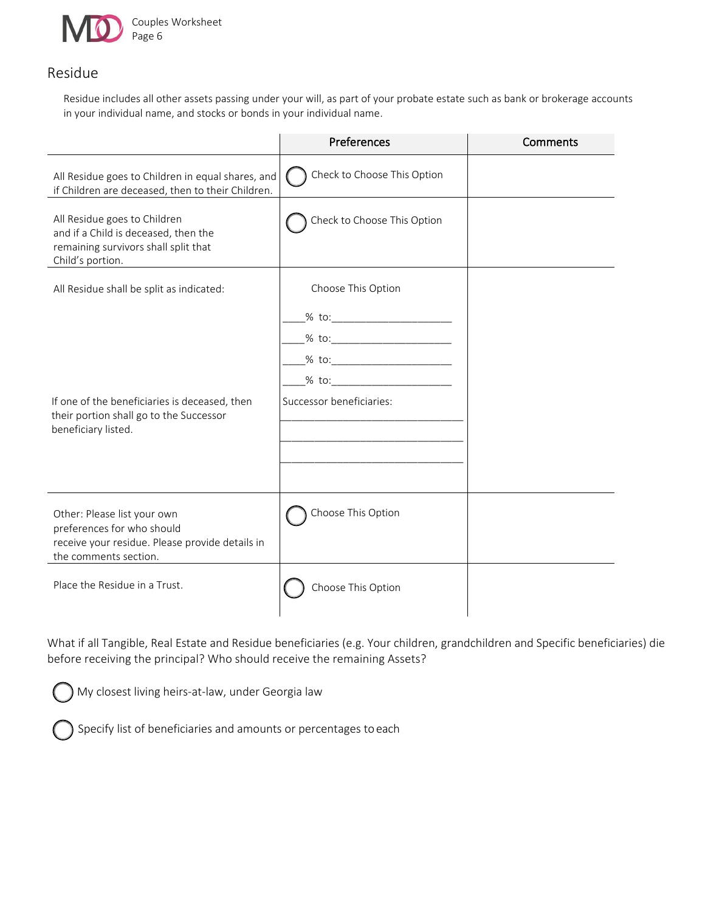## Residue

Residue includes all other assets passing under your will, as part of your probate estate such as bank or brokerage accounts in your individual name, and stocks or bonds in your individual name.

| | Preferences | Comments |
|---|---|---|
| All Residue goes to Children in equal shares, and if Children are deceased, then to their Children. | ◯ Check to Choose This Option | |
| All Residue goes to Children and if a Child is deceased, then the remaining survivors shall split that Child's portion. | ◯ Check to Choose This Option | |
| All Residue shall be split as indicated:<br><br>If one of the beneficiaries is deceased, then their portion shall go to the Successor beneficiary listed. | Choose This Option<br>____% to:____________________<br>____% to:____________________<br>____% to:____________________<br>____% to:____________________<br>Successor beneficiaries:<br>______________________________<br>______________________________<br>______________________________ | |
| Other: Please list your own preferences for who should receive your residue. Please provide details in the comments section. | ◯ Choose This Option | |
| Place the Residue in a Trust. | ◯ Choose This Option | |

What if all Tangible, Real Estate and Residue beneficiaries (e.g. Your children, grandchildren and Specific beneficiaries) die before receiving the principal? Who should receive the remaining Assets?

◯ My closest living heirs-at-law, under Georgia law

◯ Specify list of beneficiaries and amounts or percentages to each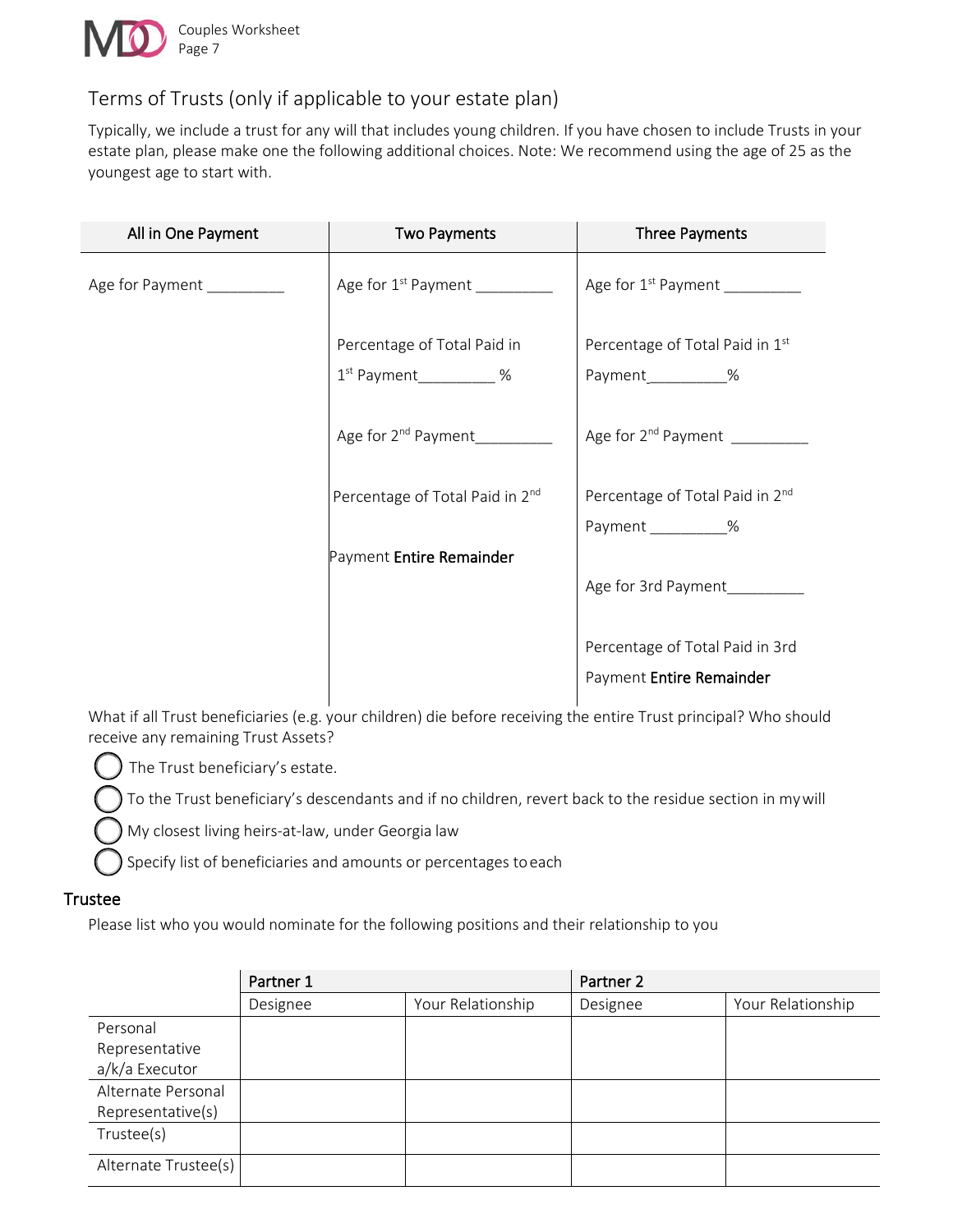## Terms of Trusts (only if applicable to your estate plan)

Typically, we include a trust for any will that includes young children. If you have chosen to include Trusts in your estate plan, please make one the following additional choices. Note: We recommend using the age of 25 as the youngest age to start with.

| All in One Payment | Two Payments | Three Payments |
|---|---|---|
| Age for Payment _________ | Age for 1st Payment _________ | Age for 1st Payment _________ |
| | Percentage of Total Paid in 1st Payment_________ % | Percentage of Total Paid in 1st Payment_________% |
| | Age for 2nd Payment_________ | Age for 2nd Payment _________ |
| | Percentage of Total Paid in 2nd Payment **Entire Remainder** | Percentage of Total Paid in 2nd Payment _________% |
| | | Age for 3rd Payment_________ |
| | | Percentage of Total Paid in 3rd Payment **Entire Remainder** |

What if all Trust beneficiaries (e.g. your children) die before receiving the entire Trust principal? Who should receive any remaining Trust Assets?

- ◯ The Trust beneficiary's estate.
- ◯ To the Trust beneficiary's descendants and if no children, revert back to the residue section in my will
- ◯ My closest living heirs-at-law, under Georgia law
- ◯ Specify list of beneficiaries and amounts or percentages to each

### Trustee

Please list who you would nominate for the following positions and their relationship to you

| | Partner 1 | | Partner 2 | |
|---|---|---|---|---|
| | Designee | Your Relationship | Designee | Your Relationship |
| Personal Representative a/k/a Executor | | | | |
| Alternate Personal Representative(s) | | | | |
| Trustee(s) | | | | |
| Alternate Trustee(s) | | | | |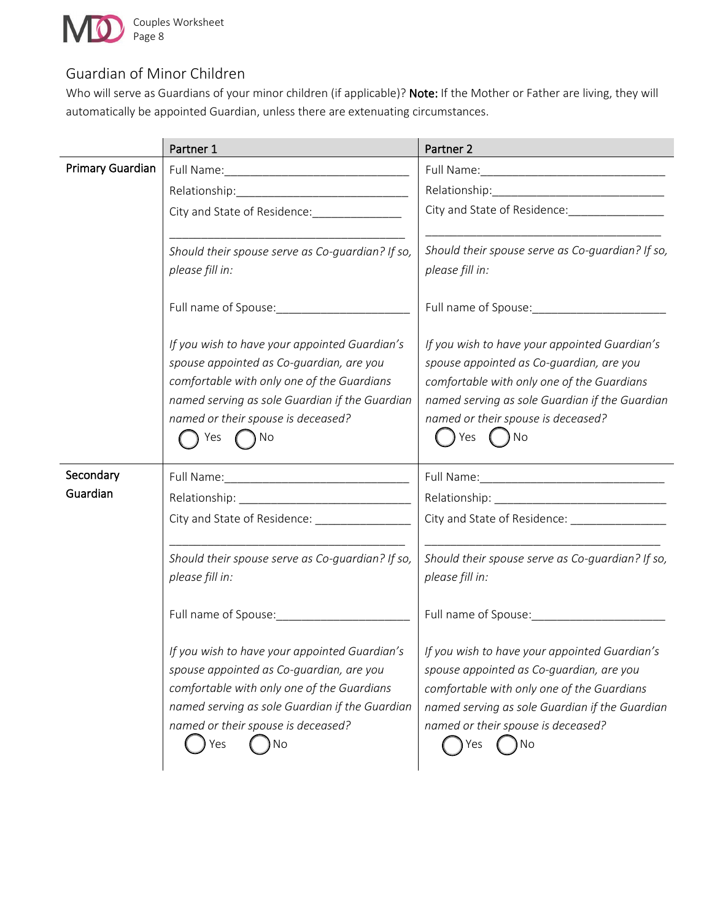## Guardian of Minor Children

Who will serve as Guardians of your minor children (if applicable)? **Note:** If the Mother or Father are living, they will automatically be appointed Guardian, unless there are extenuating circumstances.

| | Partner 1 | Partner 2 |
|---|---|---|
| **Primary Guardian** | Full Name:______________________________<br>Relationship:____________________________<br>City and State of Residence:______________<br>_______________________________________<br>*Should their spouse serve as Co-guardian? If so, please fill in:*<br><br>Full name of Spouse:_____________________<br><br>*If you wish to have your appointed Guardian's spouse appointed as Co-guardian, are you comfortable with only one of the Guardians named serving as sole Guardian if the Guardian named or their spouse is deceased?*<br>◯ Yes ◯ No | Full Name:______________________________<br>Relationship:____________________________<br>City and State of Residence:_______________<br>_______________________________________<br>*Should their spouse serve as Co-guardian? If so, please fill in:*<br><br>Full name of Spouse:_____________________<br><br>*If you wish to have your appointed Guardian's spouse appointed as Co-guardian, are you comfortable with only one of the Guardians named serving as sole Guardian if the Guardian named or their spouse is deceased?*<br>◯ Yes ◯ No |
| **Secondary Guardian** | Full Name:______________________________<br>Relationship: ____________________________<br>City and State of Residence: _______________<br>_______________________________________<br>*Should their spouse serve as Co-guardian? If so, please fill in:*<br><br>Full name of Spouse:_____________________<br><br>*If you wish to have your appointed Guardian's spouse appointed as Co-guardian, are you comfortable with only one of the Guardians named serving as sole Guardian if the Guardian named or their spouse is deceased?*<br>◯ Yes ◯ No | Full Name:______________________________<br>Relationship: ____________________________<br>City and State of Residence: _______________<br>_______________________________________<br>*Should their spouse serve as Co-guardian? If so, please fill in:*<br><br>Full name of Spouse:_____________________<br><br>*If you wish to have your appointed Guardian's spouse appointed as Co-guardian, are you comfortable with only one of the Guardians named serving as sole Guardian if the Guardian named or their spouse is deceased?*<br>◯ Yes ◯ No |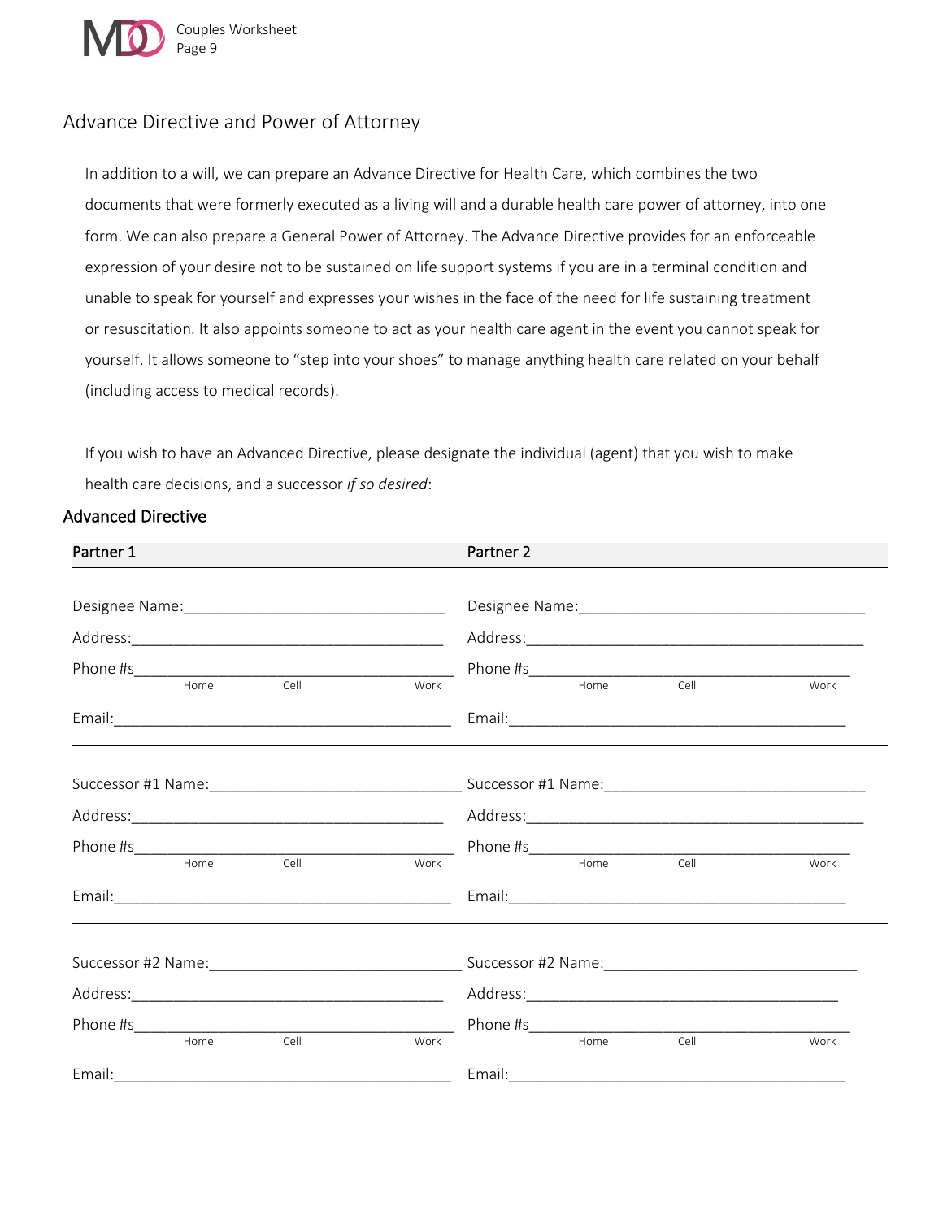## Advance Directive and Power of Attorney

In addition to a will, we can prepare an Advance Directive for Health Care, which combines the two documents that were formerly executed as a living will and a durable health care power of attorney, into one form. We can also prepare a General Power of Attorney. The Advance Directive provides for an enforceable expression of your desire not to be sustained on life support systems if you are in a terminal condition and unable to speak for yourself and expresses your wishes in the face of the need for life sustaining treatment or resuscitation. It also appoints someone to act as your health care agent in the event you cannot speak for yourself. It allows someone to "step into your shoes" to manage anything health care related on your behalf (including access to medical records).

If you wish to have an Advanced Directive, please designate the individual (agent) that you wish to make health care decisions, and a successor *if so desired*:

### Advanced Directive

| Partner 1 | Partner 2 |
|---|---|
| Designee Name:______________________________ | Designee Name:______________________________ |
| Address:___________________________________ | Address:___________________________________ |
| Phone #s___________________________________ (Home / Cell / Work) | Phone #s___________________________________ (Home / Cell / Work) |
| Email:_____________________________________ | Email:_____________________________________ |
| Successor #1 Name:___________________________ | Successor #1 Name:___________________________ |
| Address:___________________________________ | Address:___________________________________ |
| Phone #s___________________________________ (Home / Cell / Work) | Phone #s___________________________________ (Home / Cell / Work) |
| Email:_____________________________________ | Email:_____________________________________ |
| Successor #2 Name:___________________________ | Successor #2 Name:___________________________ |
| Address:___________________________________ | Address:___________________________________ |
| Phone #s___________________________________ (Home / Cell / Work) | Phone #s___________________________________ (Home / Cell / Work) |
| Email:_____________________________________ | Email:_____________________________________ |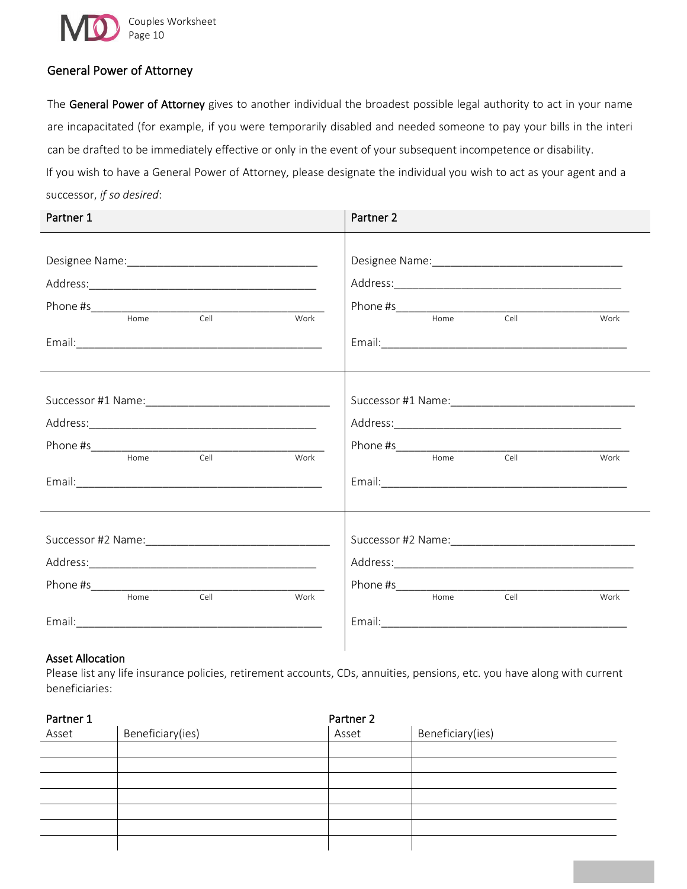## General Power of Attorney

The **General Power of Attorney** gives to another individual the broadest possible legal authority to act in your name are incapacitated (for example, if you were temporarily disabled and needed someone to pay your bills in the interi can be drafted to be immediately effective or only in the event of your subsequent incompetence or disability.

If you wish to have a General Power of Attorney, please designate the individual you wish to act as your agent and a successor, *if so desired*:

| Partner 1 | Partner 2 |
|---|---|
| Designee Name:_______________<br>Address:_______________<br>Phone #s_______________<br>Home Cell Work<br>Email:_______________ | Designee Name:_______________<br>Address:_______________<br>Phone #s_______________<br>Home Cell Work<br>Email:_______________ |
| Successor #1 Name:_______________<br>Address:_______________<br>Phone #s_______________<br>Home Cell Work<br>Email:_______________ | Successor #1 Name:_______________<br>Address:_______________<br>Phone #s_______________<br>Home Cell Work<br>Email:_______________ |
| Successor #2 Name:_______________<br>Address:_______________<br>Phone #s_______________<br>Home Cell Work<br>Email:_______________ | Successor #2 Name:_______________<br>Address:_______________<br>Phone #s_______________<br>Home Cell Work<br>Email:_______________ |

### Asset Allocation

Please list any life insurance policies, retirement accounts, CDs, annuities, pensions, etc. you have along with current beneficiaries:

| Partner 1 | | Partner 2 | |
|---|---|---|---|
| Asset | Beneficiary(ies) | Asset | Beneficiary(ies) |
| | | | |
| | | | |
| | | | |
| | | | |
| | | | |
| | | | |
| | | | |